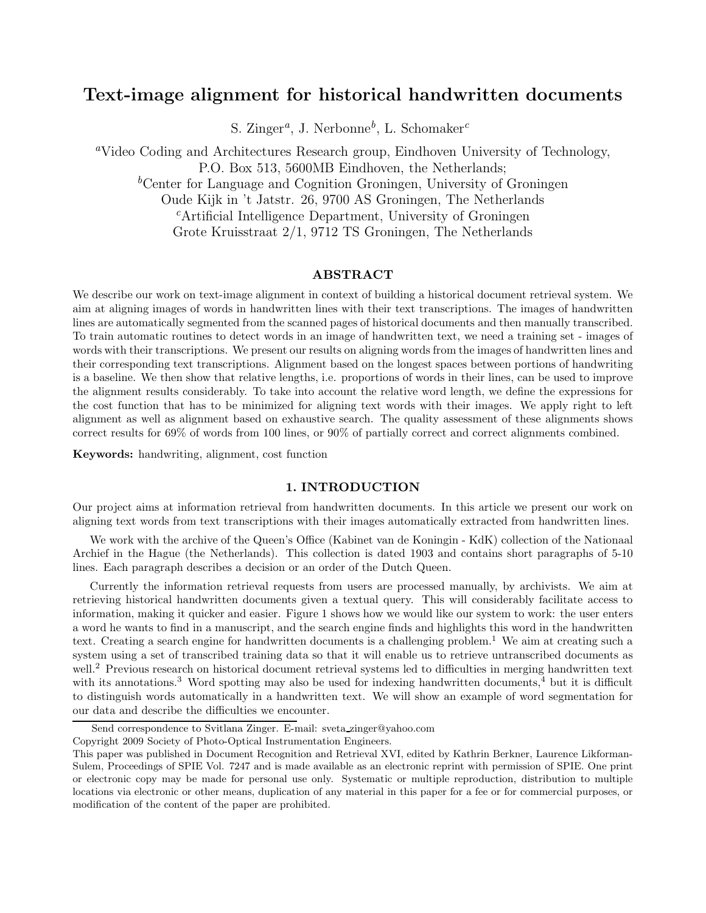# Text-image alignment for historical handwritten documents

S. Zinger[a], J. Nerbonne[b], L. Schomaker[c]

[a]Video Coding and Architectures Research group, Eindhoven University of Technology, P.O. Box 513, 5600MB Eindhoven, the Netherlands;
[b]Center for Language and Cognition Groningen, University of Groningen Oude Kijk in 't Jatstr. 26, 9700 AS Groningen, The Netherlands
[c]Artificial Intelligence Department, University of Groningen Grote Kruisstraat 2/1, 9712 TS Groningen, The Netherlands

## ABSTRACT

We describe our work on text-image alignment in context of building a historical document retrieval system. We aim at aligning images of words in handwritten lines with their text transcriptions. The images of handwritten lines are automatically segmented from the scanned pages of historical documents and then manually transcribed. To train automatic routines to detect words in an image of handwritten text, we need a training set - images of words with their transcriptions. We present our results on aligning words from the images of handwritten lines and their corresponding text transcriptions. Alignment based on the longest spaces between portions of handwriting is a baseline. We then show that relative lengths, i.e. proportions of words in their lines, can be used to improve the alignment results considerably. To take into account the relative word length, we define the expressions for the cost function that has to be minimized for aligning text words with their images. We apply right to left alignment as well as alignment based on exhaustive search. The quality assessment of these alignments shows correct results for 69% of words from 100 lines, or 90% of partially correct and correct alignments combined.

**Keywords:** handwriting, alignment, cost function

## 1. INTRODUCTION

Our project aims at information retrieval from handwritten documents. In this article we present our work on aligning text words from text transcriptions with their images automatically extracted from handwritten lines.

We work with the archive of the Queen's Office (Kabinet van de Koningin - KdK) collection of the Nationaal Archief in the Hague (the Netherlands). This collection is dated 1903 and contains short paragraphs of 5-10 lines. Each paragraph describes a decision or an order of the Dutch Queen.

Currently the information retrieval requests from users are processed manually, by archivists. We aim at retrieving historical handwritten documents given a textual query. This will considerably facilitate access to information, making it quicker and easier. Figure 1 shows how we would like our system to work: the user enters a word he wants to find in a manuscript, and the search engine finds and highlights this word in the handwritten text. Creating a search engine for handwritten documents is a challenging problem.[1] We aim at creating such a system using a set of transcribed training data so that it will enable us to retrieve untranscribed documents as well.[2] Previous research on historical document retrieval systems led to difficulties in merging handwritten text with its annotations.[3] Word spotting may also be used for indexing handwritten documents,[4] but it is difficult to distinguish words automatically in a handwritten text. We will show an example of word segmentation for our data and describe the difficulties we encounter.

Send correspondence to Svitlana Zinger. E-mail: sveta_zinger@yahoo.com
Copyright 2009 Society of Photo-Optical Instrumentation Engineers.
This paper was published in Document Recognition and Retrieval XVI, edited by Kathrin Berkner, Laurence Likforman-Sulem, Proceedings of SPIE Vol. 7247 and is made available as an electronic reprint with permission of SPIE. One print or electronic copy may be made for personal use only. Systematic or multiple reproduction, distribution to multiple locations via electronic or other means, duplication of any material in this paper for a fee or for commercial purposes, or modification of the content of the paper are prohibited.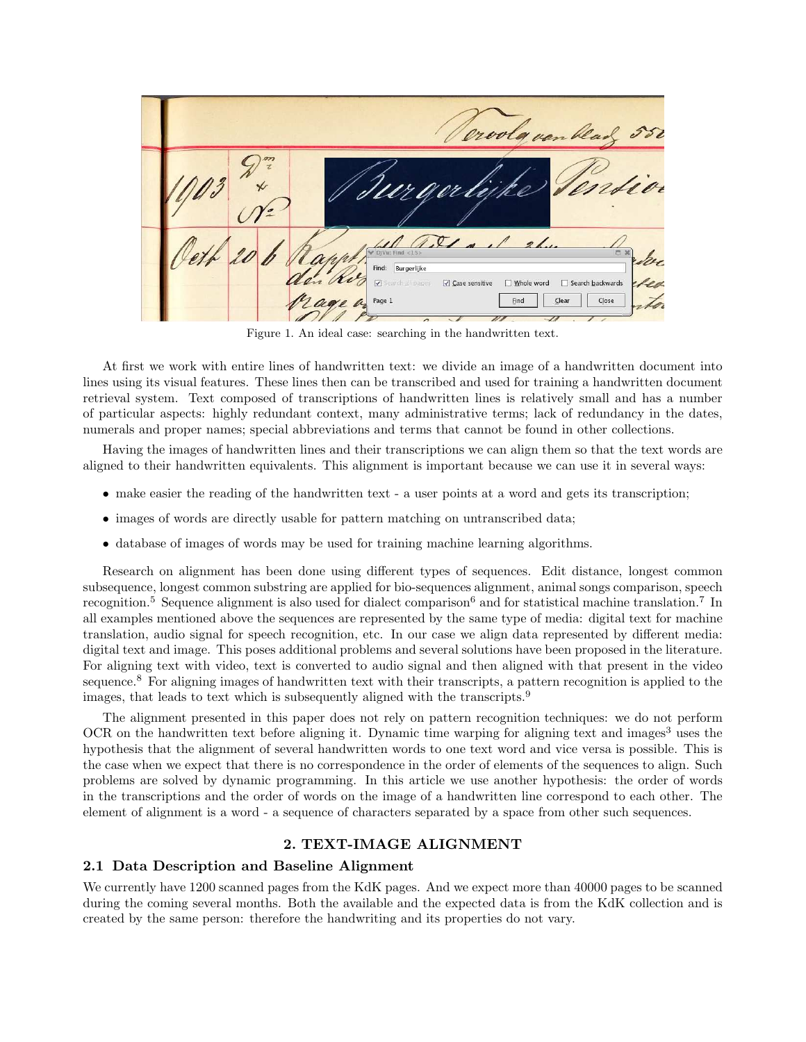Figure 1. An ideal case: searching in the handwritten text.

At first we work with entire lines of handwritten text: we divide an image of a handwritten document into lines using its visual features. These lines then can be transcribed and used for training a handwritten document retrieval system. Text composed of transcriptions of handwritten lines is relatively small and has a number of particular aspects: highly redundant context, many administrative terms; lack of redundancy in the dates, numerals and proper names; special abbreviations and terms that cannot be found in other collections.

Having the images of handwritten lines and their transcriptions we can align them so that the text words are aligned to their handwritten equivalents. This alignment is important because we can use it in several ways:

- make easier the reading of the handwritten text - a user points at a word and gets its transcription;
- images of words are directly usable for pattern matching on untranscribed data;
- database of images of words may be used for training machine learning algorithms.

Research on alignment has been done using different types of sequences. Edit distance, longest common subsequence, longest common substring are applied for bio-sequences alignment, animal songs comparison, speech recognition.[5] Sequence alignment is also used for dialect comparison[6] and for statistical machine translation.[7] In all examples mentioned above the sequences are represented by the same type of media: digital text for machine translation, audio signal for speech recognition, etc. In our case we align data represented by different media: digital text and image. This poses additional problems and several solutions have been proposed in the literature. For aligning text with video, text is converted to audio signal and then aligned with that present in the video sequence.[8] For aligning images of handwritten text with their transcripts, a pattern recognition is applied to the images, that leads to text which is subsequently aligned with the transcripts.[9]

The alignment presented in this paper does not rely on pattern recognition techniques: we do not perform OCR on the handwritten text before aligning it. Dynamic time warping for aligning text and images[3] uses the hypothesis that the alignment of several handwritten words to one text word and vice versa is possible. This is the case when we expect that there is no correspondence in the order of elements of the sequences to align. Such problems are solved by dynamic programming. In this article we use another hypothesis: the order of words in the transcriptions and the order of words on the image of a handwritten line correspond to each other. The element of alignment is a word - a sequence of characters separated by a space from other such sequences.

## 2. TEXT-IMAGE ALIGNMENT

### 2.1 Data Description and Baseline Alignment

We currently have 1200 scanned pages from the KdK pages. And we expect more than 40000 pages to be scanned during the coming several months. Both the available and the expected data is from the KdK collection and is created by the same person: therefore the handwriting and its properties do not vary.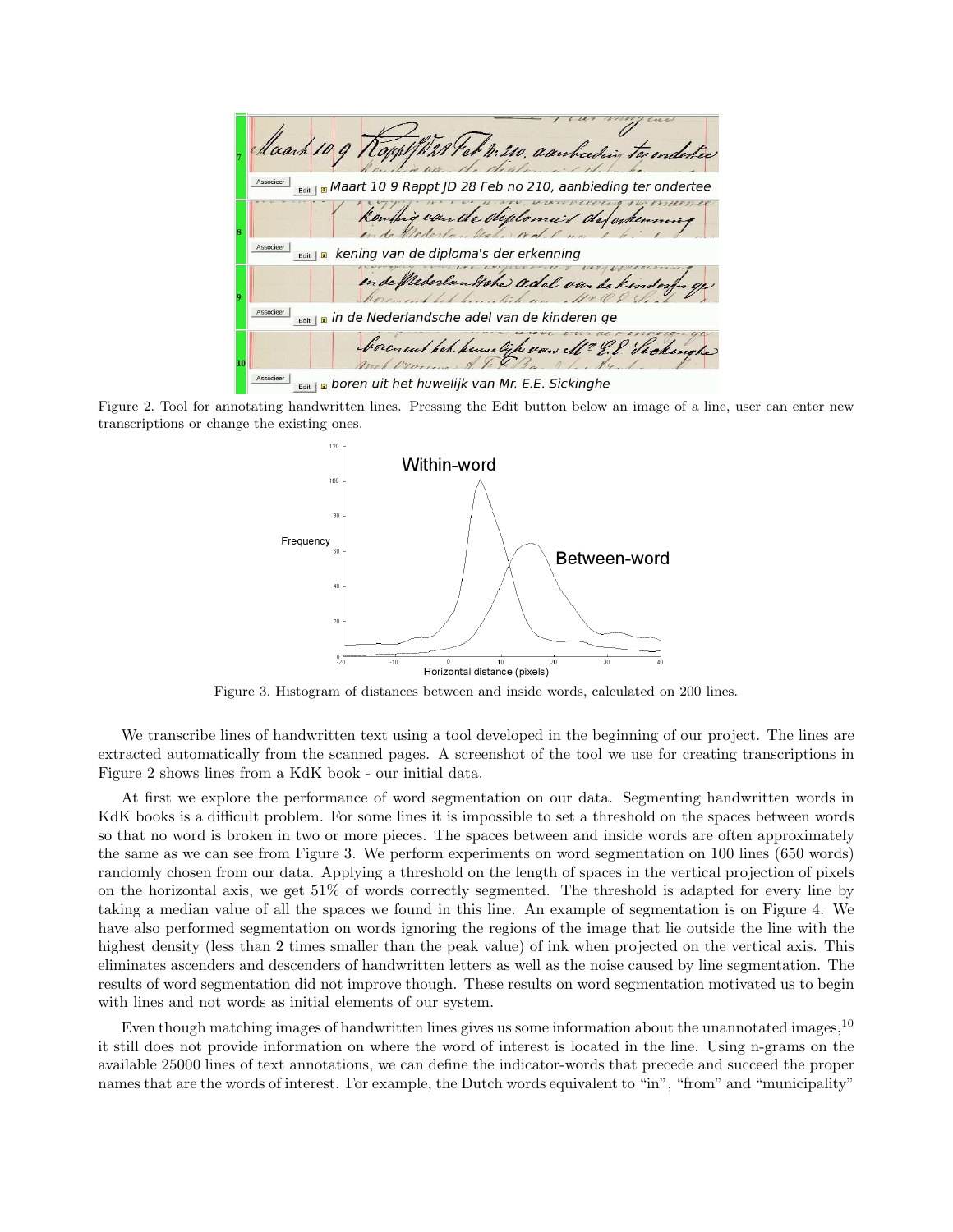Figure 2. Tool for annotating handwritten lines. Pressing the Edit button below an image of a line, user can enter new transcriptions or change the existing ones.

Figure 3. Histogram of distances between and inside words, calculated on 200 lines.

We transcribe lines of handwritten text using a tool developed in the beginning of our project. The lines are extracted automatically from the scanned pages. A screenshot of the tool we use for creating transcriptions in Figure 2 shows lines from a KdK book - our initial data.

At first we explore the performance of word segmentation on our data. Segmenting handwritten words in KdK books is a difficult problem. For some lines it is impossible to set a threshold on the spaces between words so that no word is broken in two or more pieces. The spaces between and inside words are often approximately the same as we can see from Figure 3. We perform experiments on word segmentation on 100 lines (650 words) randomly chosen from our data. Applying a threshold on the length of spaces in the vertical projection of pixels on the horizontal axis, we get 51% of words correctly segmented. The threshold is adapted for every line by taking a median value of all the spaces we found in this line. An example of segmentation is on Figure 4. We have also performed segmentation on words ignoring the regions of the image that lie outside the line with the highest density (less than 2 times smaller than the peak value) of ink when projected on the vertical axis. This eliminates ascenders and descenders of handwritten letters as well as the noise caused by line segmentation. The results of word segmentation did not improve though. These results on word segmentation motivated us to begin with lines and not words as initial elements of our system.

Even though matching images of handwritten lines gives us some information about the unannotated images,[10] it still does not provide information on where the word of interest is located in the line. Using n-grams on the available 25000 lines of text annotations, we can define the indicator-words that precede and succeed the proper names that are the words of interest. For example, the Dutch words equivalent to "in", "from" and "municipality"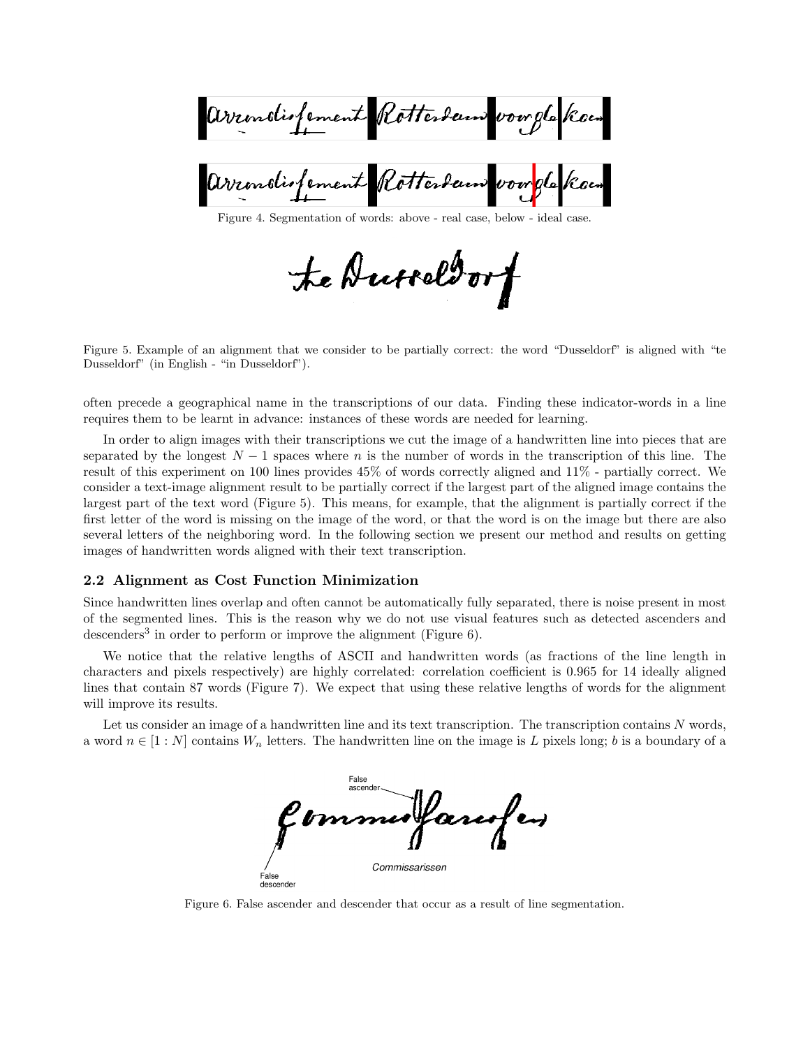Figure 4. Segmentation of words: above - real case, below - ideal case.

Figure 5. Example of an alignment that we consider to be partially correct: the word "Dusseldorf" is aligned with "te Dusseldorf" (in English - "in Dusseldorf").

often precede a geographical name in the transcriptions of our data. Finding these indicator-words in a line requires them to be learnt in advance: instances of these words are needed for learning.

In order to align images with their transcriptions we cut the image of a handwritten line into pieces that are separated by the longest $N - 1$ spaces where $n$ is the number of words in the transcription of this line. The result of this experiment on 100 lines provides 45% of words correctly aligned and 11% - partially correct. We consider a text-image alignment result to be partially correct if the largest part of the aligned image contains the largest part of the text word (Figure 5). This means, for example, that the alignment is partially correct if the first letter of the word is missing on the image of the word, or that the word is on the image but there are also several letters of the neighboring word. In the following section we present our method and results on getting images of handwritten words aligned with their text transcription.

### 2.2 Alignment as Cost Function Minimization

Since handwritten lines overlap and often cannot be automatically fully separated, there is noise present in most of the segmented lines. This is the reason why we do not use visual features such as detected ascenders and descenders[3] in order to perform or improve the alignment (Figure 6).

We notice that the relative lengths of ASCII and handwritten words (as fractions of the line length in characters and pixels respectively) are highly correlated: correlation coefficient is 0.965 for 14 ideally aligned lines that contain 87 words (Figure 7). We expect that using these relative lengths of words for the alignment will improve its results.

Let us consider an image of a handwritten line and its text transcription. The transcription contains $N$ words, a word $n \in [1 : N]$ contains $W_n$ letters. The handwritten line on the image is $L$ pixels long; $b$ is a boundary of a

Figure 6. False ascender and descender that occur as a result of line segmentation.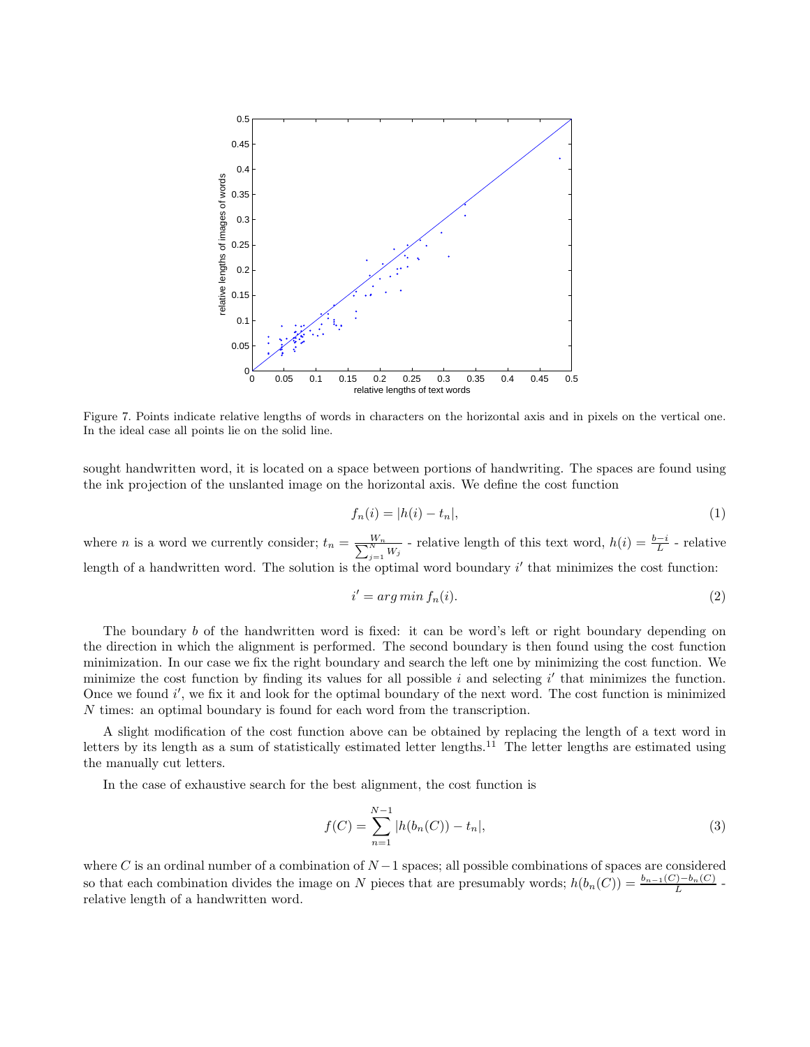Figure 7. Points indicate relative lengths of words in characters on the horizontal axis and in pixels on the vertical one. In the ideal case all points lie on the solid line.

sought handwritten word, it is located on a space between portions of handwriting. The spaces are found using the ink projection of the unslanted image on the horizontal axis. We define the cost function

$$f_n(i) = |h(i) - t_n|, \tag{1}$$

where $n$ is a word we currently consider; $t_n = \frac{W_n}{\sum_{j=1}^{N} W_j}$ - relative length of this text word, $h(i) = \frac{b-i}{L}$ - relative length of a handwritten word. The solution is the optimal word boundary $i'$ that minimizes the cost function:

$$i' = arg\,min\,f_n(i). \tag{2}$$

The boundary $b$ of the handwritten word is fixed: it can be word's left or right boundary depending on the direction in which the alignment is performed. The second boundary is then found using the cost function minimization. In our case we fix the right boundary and search the left one by minimizing the cost function. We minimize the cost function by finding its values for all possible $i$ and selecting $i'$ that minimizes the function. Once we found $i'$, we fix it and look for the optimal boundary of the next word. The cost function is minimized $N$ times: an optimal boundary is found for each word from the transcription.

A slight modification of the cost function above can be obtained by replacing the length of a text word in letters by its length as a sum of statistically estimated letter lengths.[11] The letter lengths are estimated using the manually cut letters.

In the case of exhaustive search for the best alignment, the cost function is

$$f(C) = \sum_{n=1}^{N-1} |h(b_n(C)) - t_n|, \tag{3}$$

where $C$ is an ordinal number of a combination of $N-1$ spaces; all possible combinations of spaces are considered so that each combination divides the image on $N$ pieces that are presumably words; $h(b_n(C)) = \frac{b_{n-1}(C) - b_n(C)}{L}$ - relative length of a handwritten word.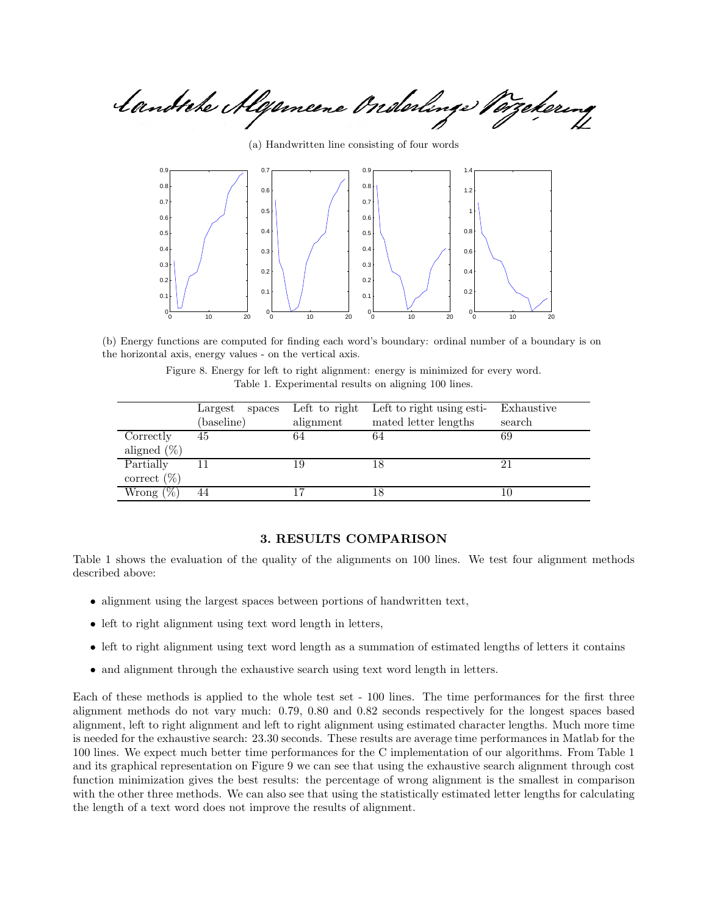(a) Handwritten line consisting of four words

(b) Energy functions are computed for finding each word's boundary: ordinal number of a boundary is on the horizontal axis, energy values - on the vertical axis.

Figure 8. Energy for left to right alignment: energy is minimized for every word.

Table 1. Experimental results on aligning 100 lines.

| | Largest spaces (baseline) | Left to right alignment | Left to right using estimated letter lengths | Exhaustive search |
|---|---|---|---|---|
| Correctly aligned (%) | 45 | 64 | 64 | 69 |
| Partially correct (%) | 11 | 19 | 18 | 21 |
| Wrong (%) | 44 | 17 | 18 | 10 |

## 3. RESULTS COMPARISON

Table 1 shows the evaluation of the quality of the alignments on 100 lines. We test four alignment methods described above:

- alignment using the largest spaces between portions of handwritten text,
- left to right alignment using text word length in letters,
- left to right alignment using text word length as a summation of estimated lengths of letters it contains
- and alignment through the exhaustive search using text word length in letters.

Each of these methods is applied to the whole test set - 100 lines. The time performances for the first three alignment methods do not vary much: 0.79, 0.80 and 0.82 seconds respectively for the longest spaces based alignment, left to right alignment and left to right alignment using estimated character lengths. Much more time is needed for the exhaustive search: 23.30 seconds. These results are average time performances in Matlab for the 100 lines. We expect much better time performances for the C implementation of our algorithms. From Table 1 and its graphical representation on Figure 9 we can see that using the exhaustive search alignment through cost function minimization gives the best results: the percentage of wrong alignment is the smallest in comparison with the other three methods. We can also see that using the statistically estimated letter lengths for calculating the length of a text word does not improve the results of alignment.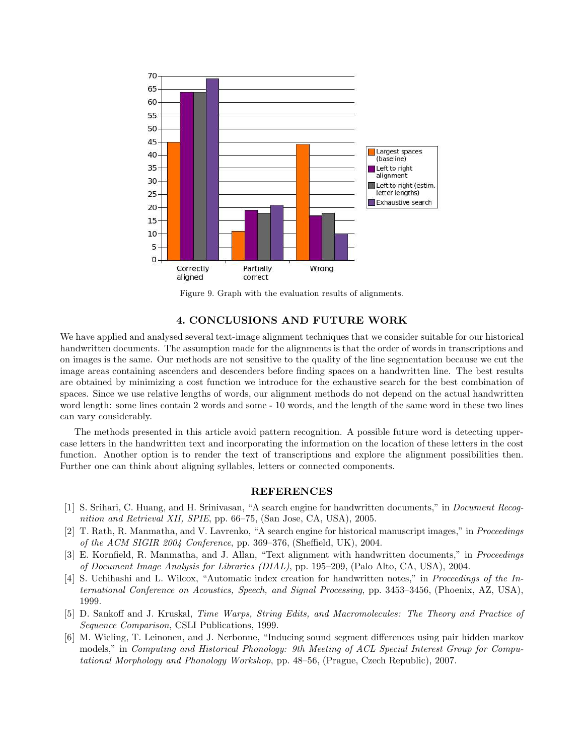Figure 9. Graph with the evaluation results of alignments.

## 4. CONCLUSIONS AND FUTURE WORK

We have applied and analysed several text-image alignment techniques that we consider suitable for our historical handwritten documents. The assumption made for the alignments is that the order of words in transcriptions and on images is the same. Our methods are not sensitive to the quality of the line segmentation because we cut the image areas containing ascenders and descenders before finding spaces on a handwritten line. The best results are obtained by minimizing a cost function we introduce for the exhaustive search for the best combination of spaces. Since we use relative lengths of words, our alignment methods do not depend on the actual handwritten word length: some lines contain 2 words and some - 10 words, and the length of the same word in these two lines can vary considerably.

The methods presented in this article avoid pattern recognition. A possible future word is detecting upper-case letters in the handwritten text and incorporating the information on the location of these letters in the cost function. Another option is to render the text of transcriptions and explore the alignment possibilities then. Further one can think about aligning syllables, letters or connected components.

## REFERENCES

[1] S. Srihari, C. Huang, and H. Srinivasan, "A search engine for handwritten documents," in *Document Recognition and Retrieval XII, SPIE*, pp. 66–75, (San Jose, CA, USA), 2005.

[2] T. Rath, R. Manmatha, and V. Lavrenko, "A search engine for historical manuscript images," in *Proceedings of the ACM SIGIR 2004 Conference*, pp. 369–376, (Sheffield, UK), 2004.

[3] E. Kornfield, R. Manmatha, and J. Allan, "Text alignment with handwritten documents," in *Proceedings of Document Image Analysis for Libraries (DIAL)*, pp. 195–209, (Palo Alto, CA, USA), 2004.

[4] S. Uchihashi and L. Wilcox, "Automatic index creation for handwritten notes," in *Proceedings of the International Conference on Acoustics, Speech, and Signal Processing*, pp. 3453–3456, (Phoenix, AZ, USA), 1999.

[5] D. Sankoff and J. Kruskal, *Time Warps, String Edits, and Macromolecules: The Theory and Practice of Sequence Comparison*, CSLI Publications, 1999.

[6] M. Wieling, T. Leinonen, and J. Nerbonne, "Inducing sound segment differences using pair hidden markov models," in *Computing and Historical Phonology: 9th Meeting of ACL Special Interest Group for Computational Morphology and Phonology Workshop*, pp. 48–56, (Prague, Czech Republic), 2007.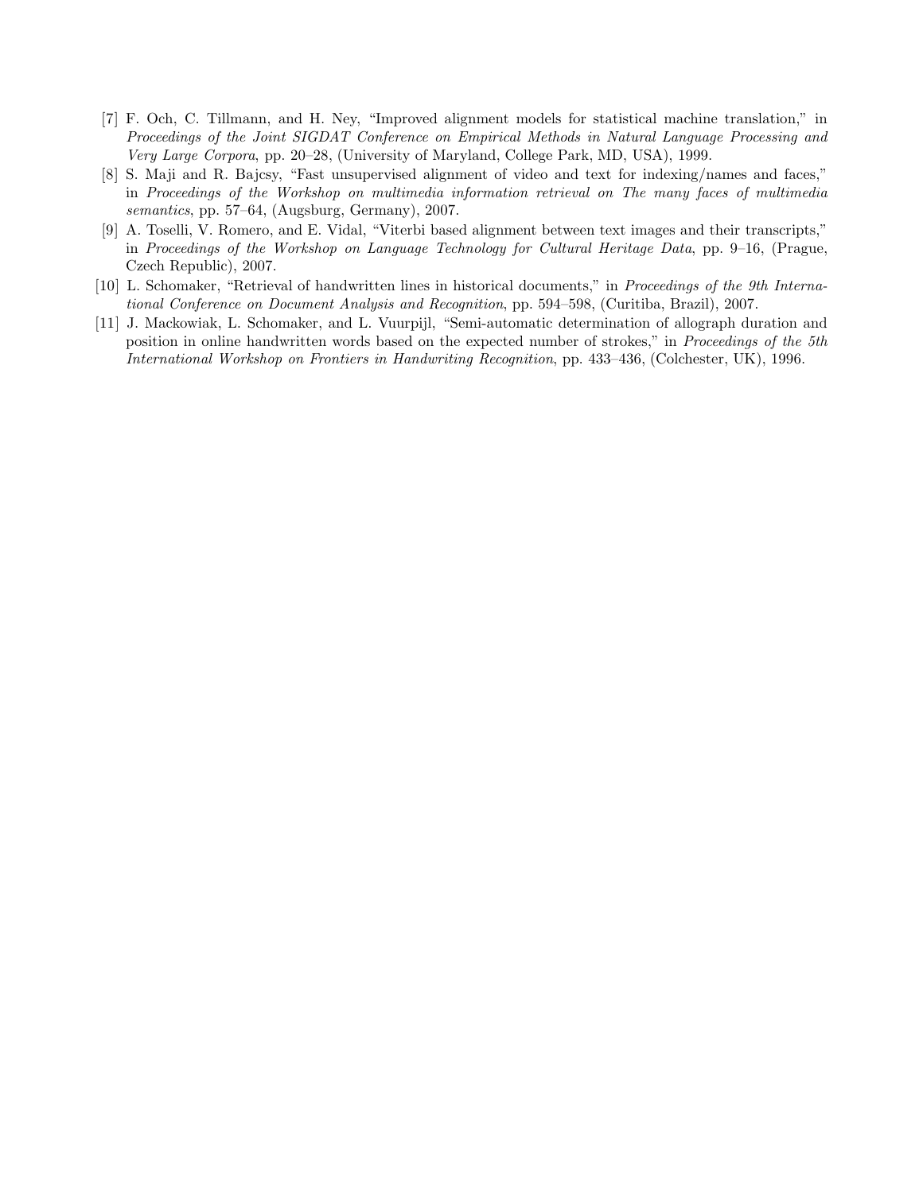[7] F. Och, C. Tillmann, and H. Ney, "Improved alignment models for statistical machine translation," in *Proceedings of the Joint SIGDAT Conference on Empirical Methods in Natural Language Processing and Very Large Corpora*, pp. 20–28, (University of Maryland, College Park, MD, USA), 1999.

[8] S. Maji and R. Bajcsy, "Fast unsupervised alignment of video and text for indexing/names and faces," in *Proceedings of the Workshop on multimedia information retrieval on The many faces of multimedia semantics*, pp. 57–64, (Augsburg, Germany), 2007.

[9] A. Toselli, V. Romero, and E. Vidal, "Viterbi based alignment between text images and their transcripts," in *Proceedings of the Workshop on Language Technology for Cultural Heritage Data*, pp. 9–16, (Prague, Czech Republic), 2007.

[10] L. Schomaker, "Retrieval of handwritten lines in historical documents," in *Proceedings of the 9th International Conference on Document Analysis and Recognition*, pp. 594–598, (Curitiba, Brazil), 2007.

[11] J. Mackowiak, L. Schomaker, and L. Vuurpijl, "Semi-automatic determination of allograph duration and position in online handwritten words based on the expected number of strokes," in *Proceedings of the 5th International Workshop on Frontiers in Handwriting Recognition*, pp. 433–436, (Colchester, UK), 1996.